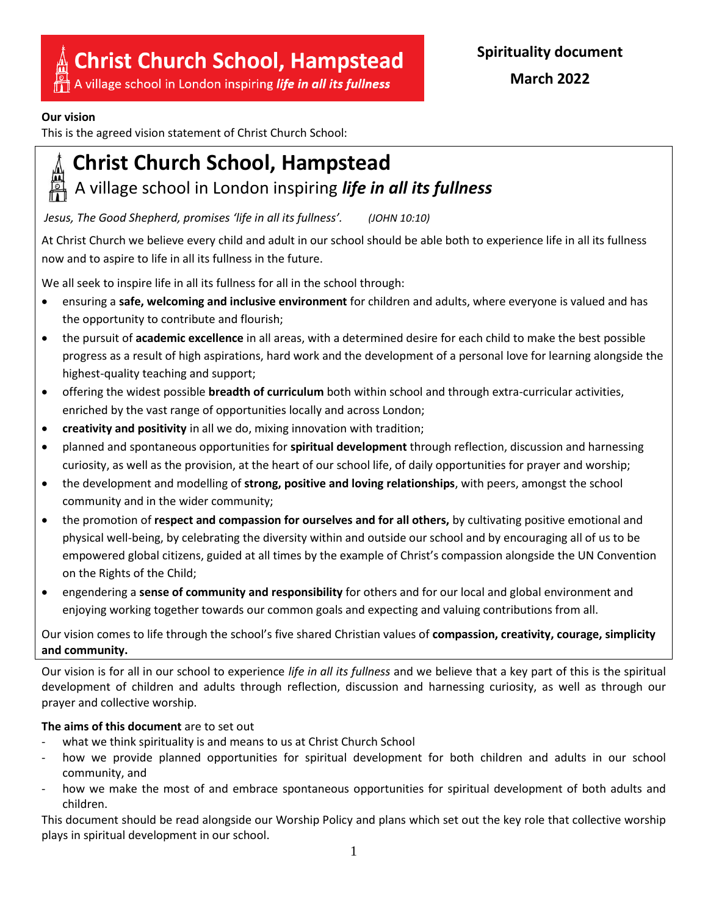# Christ Church School, Hampstead

A village school in London inspiring ***life in all its fullness***

**Spirituality document**

**March 2022**

**Our vision**

This is the agreed vision statement of Christ Church School:

## Christ Church School, Hampstead

A village school in London inspiring ***life in all its fullness***

*Jesus, The Good Shepherd, promises 'life in all its fullness'.* *(JOHN 10:10)*

At Christ Church we believe every child and adult in our school should be able both to experience life in all its fullness now and to aspire to life in all its fullness in the future.

We all seek to inspire life in all its fullness for all in the school through:

- ensuring a **safe, welcoming and inclusive environment** for children and adults, where everyone is valued and has the opportunity to contribute and flourish;
- the pursuit of **academic excellence** in all areas, with a determined desire for each child to make the best possible progress as a result of high aspirations, hard work and the development of a personal love for learning alongside the highest-quality teaching and support;
- offering the widest possible **breadth of curriculum** both within school and through extra-curricular activities, enriched by the vast range of opportunities locally and across London;
- **creativity and positivity** in all we do, mixing innovation with tradition;
- planned and spontaneous opportunities for **spiritual development** through reflection, discussion and harnessing curiosity, as well as the provision, at the heart of our school life, of daily opportunities for prayer and worship;
- the development and modelling of **strong, positive and loving relationships**, with peers, amongst the school community and in the wider community;
- the promotion of **respect and compassion for ourselves and for all others,** by cultivating positive emotional and physical well-being, by celebrating the diversity within and outside our school and by encouraging all of us to be empowered global citizens, guided at all times by the example of Christ's compassion alongside the UN Convention on the Rights of the Child;
- engendering a **sense of community and responsibility** for others and for our local and global environment and enjoying working together towards our common goals and expecting and valuing contributions from all.

Our vision comes to life through the school's five shared Christian values of **compassion, creativity, courage, simplicity and community.**

Our vision is for all in our school to experience *life in all its fullness* and we believe that a key part of this is the spiritual development of children and adults through reflection, discussion and harnessing curiosity, as well as through our prayer and collective worship.

**The aims of this document** are to set out

- what we think spirituality is and means to us at Christ Church School
- how we provide planned opportunities for spiritual development for both children and adults in our school community, and
- how we make the most of and embrace spontaneous opportunities for spiritual development of both adults and children.

This document should be read alongside our Worship Policy and plans which set out the key role that collective worship plays in spiritual development in our school.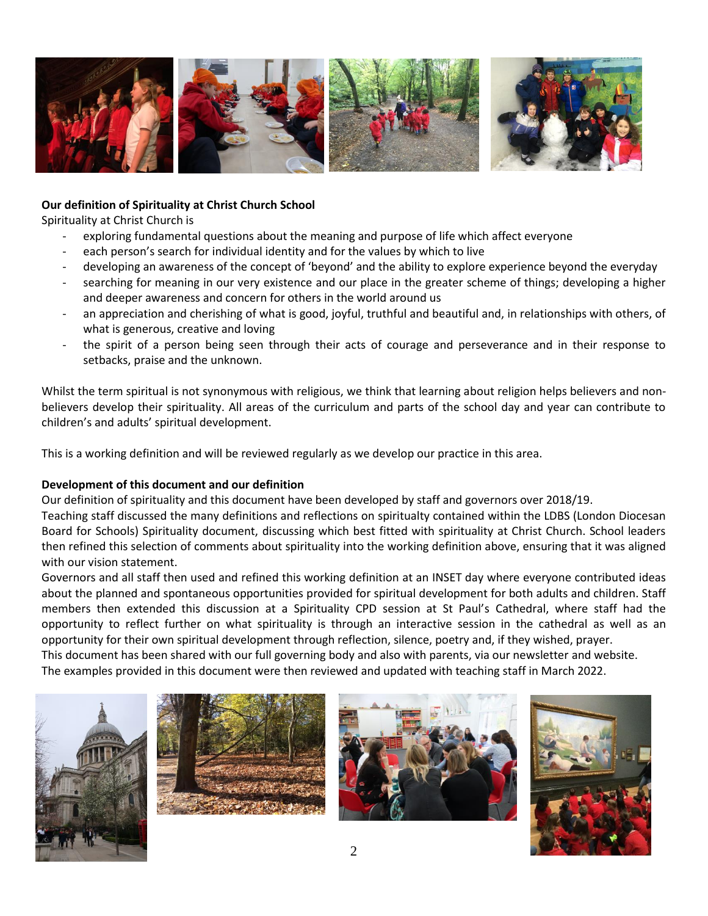**Our definition of Spirituality at Christ Church School**

Spirituality at Christ Church is

- exploring fundamental questions about the meaning and purpose of life which affect everyone
- each person's search for individual identity and for the values by which to live
- developing an awareness of the concept of 'beyond' and the ability to explore experience beyond the everyday
- searching for meaning in our very existence and our place in the greater scheme of things; developing a higher and deeper awareness and concern for others in the world around us
- an appreciation and cherishing of what is good, joyful, truthful and beautiful and, in relationships with others, of what is generous, creative and loving
- the spirit of a person being seen through their acts of courage and perseverance and in their response to setbacks, praise and the unknown.

Whilst the term spiritual is not synonymous with religious, we think that learning about religion helps believers and non-believers develop their spirituality. All areas of the curriculum and parts of the school day and year can contribute to children's and adults' spiritual development.

This is a working definition and will be reviewed regularly as we develop our practice in this area.

**Development of this document and our definition**

Our definition of spirituality and this document have been developed by staff and governors over 2018/19.

Teaching staff discussed the many definitions and reflections on spiritualty contained within the LDBS (London Diocesan Board for Schools) Spirituality document, discussing which best fitted with spirituality at Christ Church. School leaders then refined this selection of comments about spirituality into the working definition above, ensuring that it was aligned with our vision statement.

Governors and all staff then used and refined this working definition at an INSET day where everyone contributed ideas about the planned and spontaneous opportunities provided for spiritual development for both adults and children. Staff members then extended this discussion at a Spirituality CPD session at St Paul's Cathedral, where staff had the opportunity to reflect further on what spirituality is through an interactive session in the cathedral as well as an opportunity for their own spiritual development through reflection, silence, poetry and, if they wished, prayer.

This document has been shared with our full governing body and also with parents, via our newsletter and website.

The examples provided in this document were then reviewed and updated with teaching staff in March 2022.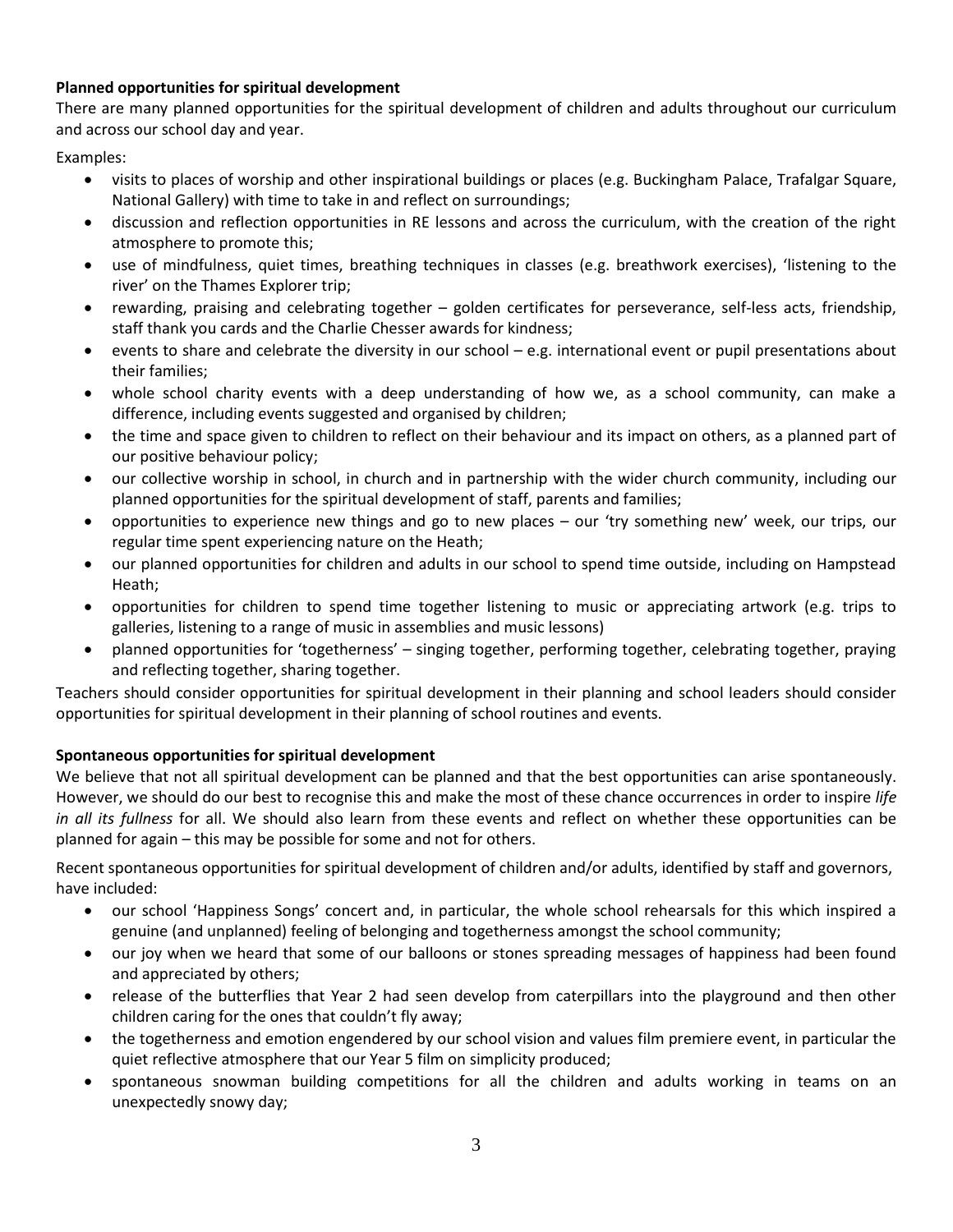**Planned opportunities for spiritual development**

There are many planned opportunities for the spiritual development of children and adults throughout our curriculum and across our school day and year.

Examples:

- visits to places of worship and other inspirational buildings or places (e.g. Buckingham Palace, Trafalgar Square, National Gallery) with time to take in and reflect on surroundings;
- discussion and reflection opportunities in RE lessons and across the curriculum, with the creation of the right atmosphere to promote this;
- use of mindfulness, quiet times, breathing techniques in classes (e.g. breathwork exercises), 'listening to the river' on the Thames Explorer trip;
- rewarding, praising and celebrating together – golden certificates for perseverance, self-less acts, friendship, staff thank you cards and the Charlie Chesser awards for kindness;
- events to share and celebrate the diversity in our school – e.g. international event or pupil presentations about their families;
- whole school charity events with a deep understanding of how we, as a school community, can make a difference, including events suggested and organised by children;
- the time and space given to children to reflect on their behaviour and its impact on others, as a planned part of our positive behaviour policy;
- our collective worship in school, in church and in partnership with the wider church community, including our planned opportunities for the spiritual development of staff, parents and families;
- opportunities to experience new things and go to new places – our 'try something new' week, our trips, our regular time spent experiencing nature on the Heath;
- our planned opportunities for children and adults in our school to spend time outside, including on Hampstead Heath;
- opportunities for children to spend time together listening to music or appreciating artwork (e.g. trips to galleries, listening to a range of music in assemblies and music lessons)
- planned opportunities for 'togetherness' – singing together, performing together, celebrating together, praying and reflecting together, sharing together.

Teachers should consider opportunities for spiritual development in their planning and school leaders should consider opportunities for spiritual development in their planning of school routines and events.

**Spontaneous opportunities for spiritual development**

We believe that not all spiritual development can be planned and that the best opportunities can arise spontaneously. However, we should do our best to recognise this and make the most of these chance occurrences in order to inspire *life in all its fullness* for all. We should also learn from these events and reflect on whether these opportunities can be planned for again – this may be possible for some and not for others.

Recent spontaneous opportunities for spiritual development of children and/or adults, identified by staff and governors, have included:

- our school 'Happiness Songs' concert and, in particular, the whole school rehearsals for this which inspired a genuine (and unplanned) feeling of belonging and togetherness amongst the school community;
- our joy when we heard that some of our balloons or stones spreading messages of happiness had been found and appreciated by others;
- release of the butterflies that Year 2 had seen develop from caterpillars into the playground and then other children caring for the ones that couldn't fly away;
- the togetherness and emotion engendered by our school vision and values film premiere event, in particular the quiet reflective atmosphere that our Year 5 film on simplicity produced;
- spontaneous snowman building competitions for all the children and adults working in teams on an unexpectedly snowy day;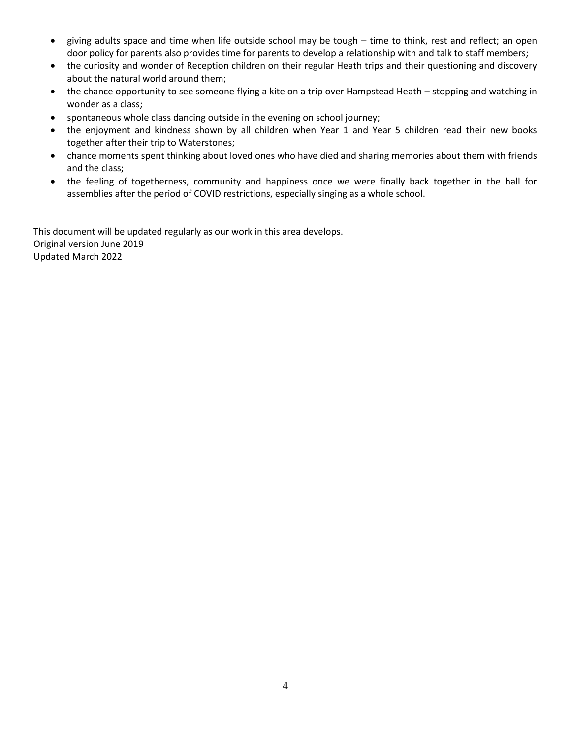- giving adults space and time when life outside school may be tough – time to think, rest and reflect; an open door policy for parents also provides time for parents to develop a relationship with and talk to staff members;
- the curiosity and wonder of Reception children on their regular Heath trips and their questioning and discovery about the natural world around them;
- the chance opportunity to see someone flying a kite on a trip over Hampstead Heath – stopping and watching in wonder as a class;
- spontaneous whole class dancing outside in the evening on school journey;
- the enjoyment and kindness shown by all children when Year 1 and Year 5 children read their new books together after their trip to Waterstones;
- chance moments spent thinking about loved ones who have died and sharing memories about them with friends and the class;
- the feeling of togetherness, community and happiness once we were finally back together in the hall for assemblies after the period of COVID restrictions, especially singing as a whole school.

This document will be updated regularly as our work in this area develops.
Original version June 2019
Updated March 2022